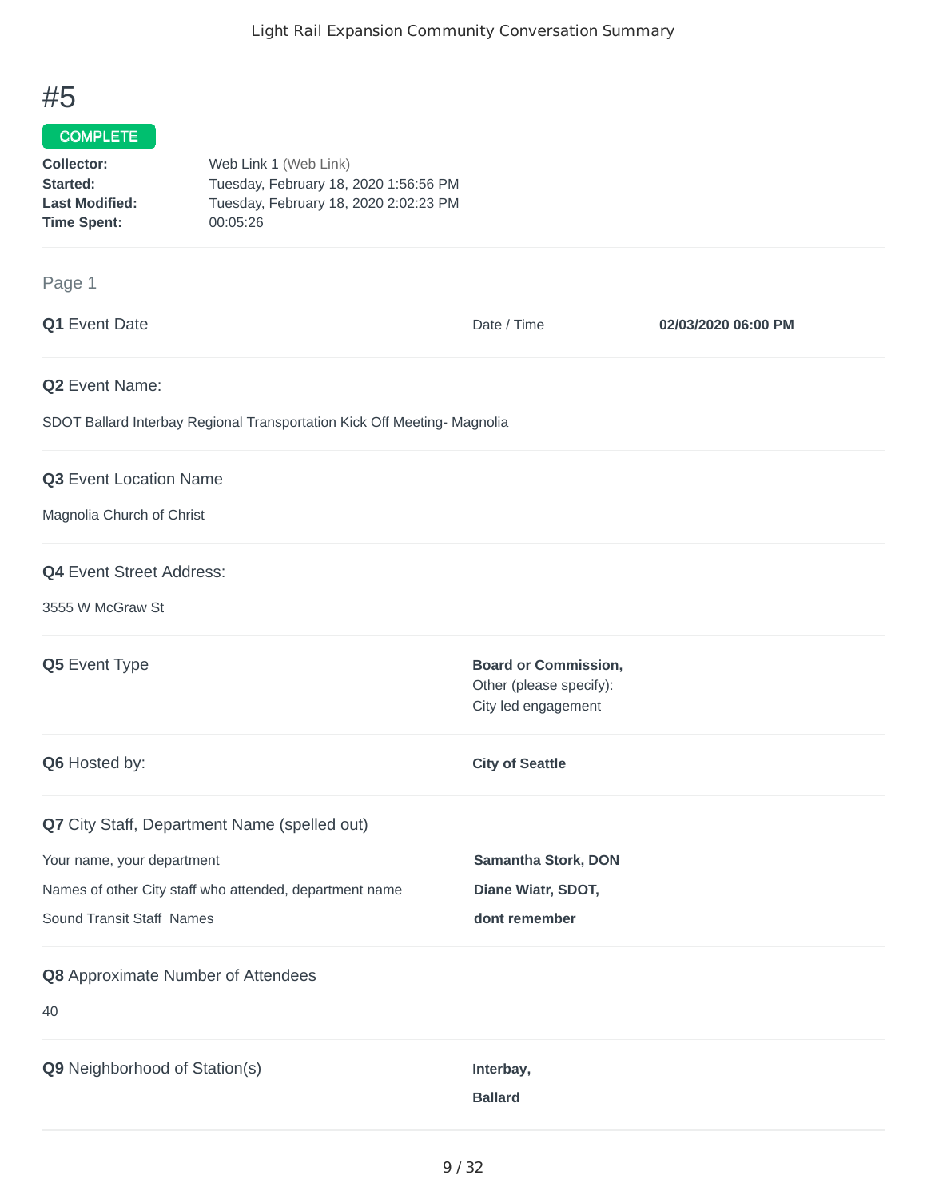# #5

**COMPLETE**

**Collector:** Web Link 1 (Web Link)
**Started:** Tuesday, February 18, 2020 1:56:56 PM
**Last Modified:** Tuesday, February 18, 2020 2:02:23 PM
**Time Spent:** 00:05:26

## Page 1

**Q1** Event Date

Date / Time **02/03/2020 06:00 PM**

**Q2** Event Name:

SDOT Ballard Interbay Regional Transportation Kick Off Meeting- Magnolia

**Q3** Event Location Name

Magnolia Church of Christ

**Q4** Event Street Address:

3555 W McGraw St

**Q5** Event Type

**Board or Commission,**
Other (please specify):
City led engagement

**Q6** Hosted by:

**City of Seattle**

**Q7** City Staff, Department Name (spelled out)

Your name, your department **Samantha Stork, DON**

Names of other City staff who attended, department name **Diane Wiatr, SDOT,**

Sound Transit Staff Names **dont remember**

**Q8** Approximate Number of Attendees

40

**Q9** Neighborhood of Station(s)

**Interbay,**

**Ballard**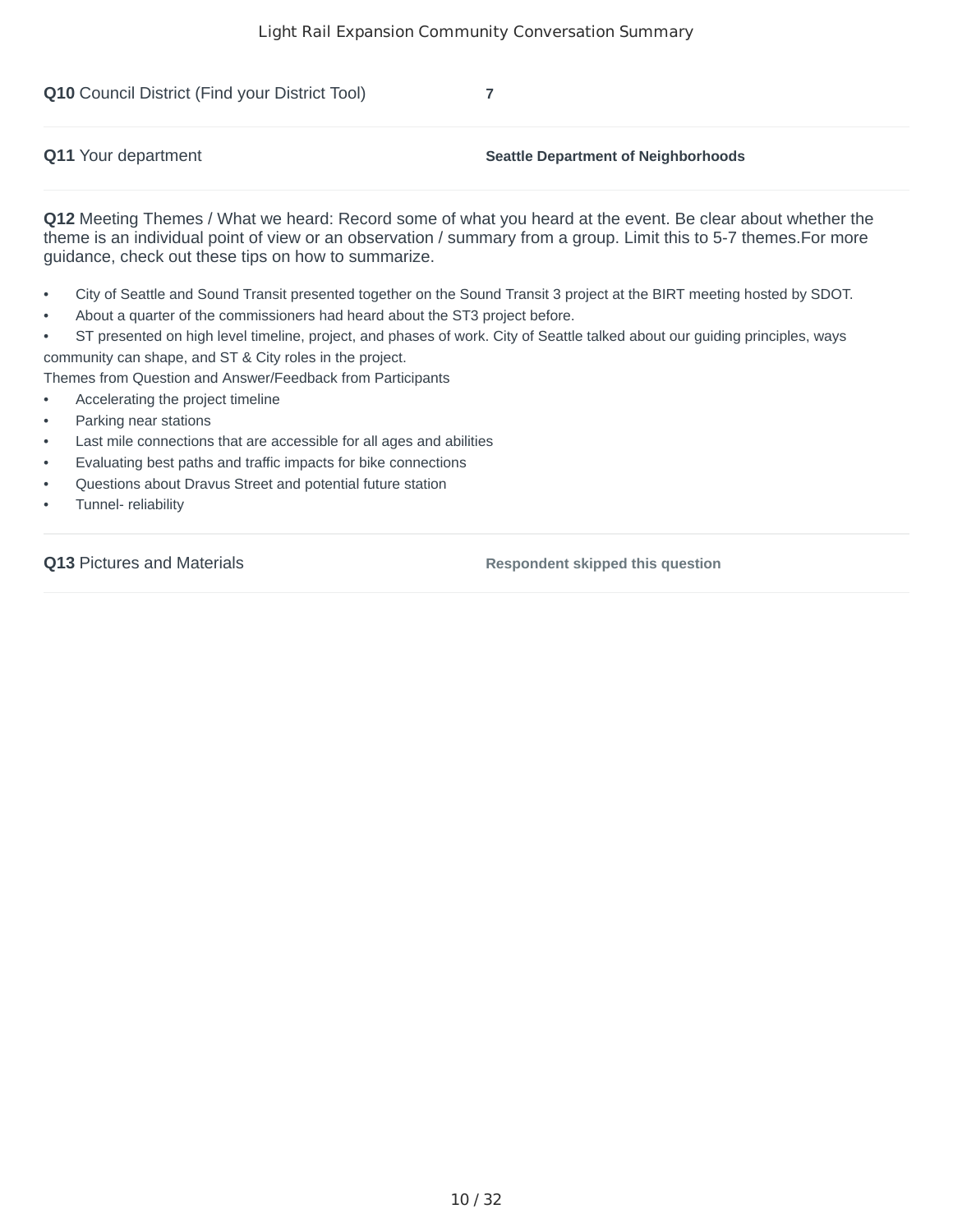**Q10** Council District (Find your District Tool)

**7**

**Q11** Your department

**Seattle Department of Neighborhoods**

**Q12** Meeting Themes / What we heard: Record some of what you heard at the event. Be clear about whether the theme is an individual point of view or an observation / summary from a group. Limit this to 5-7 themes.For more guidance, check out these tips on how to summarize.

- City of Seattle and Sound Transit presented together on the Sound Transit 3 project at the BIRT meeting hosted by SDOT.
- About a quarter of the commissioners had heard about the ST3 project before.
- ST presented on high level timeline, project, and phases of work. City of Seattle talked about our guiding principles, ways community can shape, and ST & City roles in the project.

Themes from Question and Answer/Feedback from Participants

- Accelerating the project timeline
- Parking near stations
- Last mile connections that are accessible for all ages and abilities
- Evaluating best paths and traffic impacts for bike connections
- Questions about Dravus Street and potential future station
- Tunnel- reliability

**Q13** Pictures and Materials

**Respondent skipped this question**